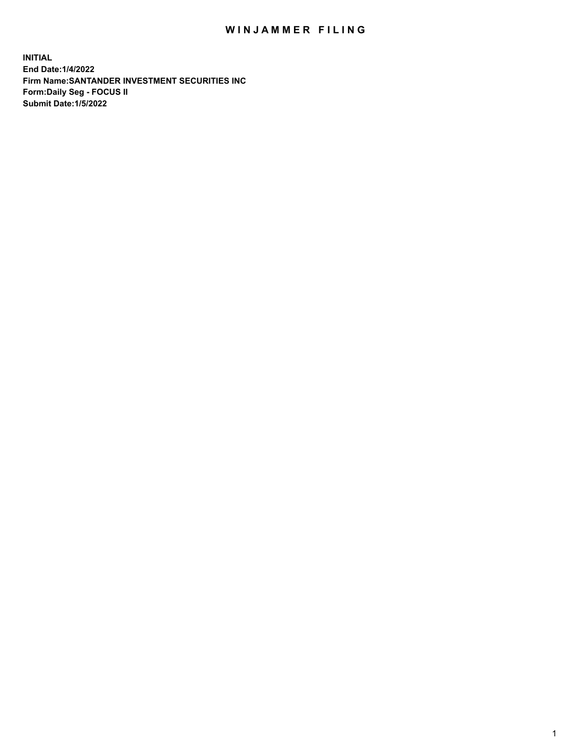# WINJAMMER FILING

**INITIAL**
**End Date:1/4/2022**
**Firm Name:SANTANDER INVESTMENT SECURITIES INC**
**Form:Daily Seg - FOCUS II**
**Submit Date:1/5/2022**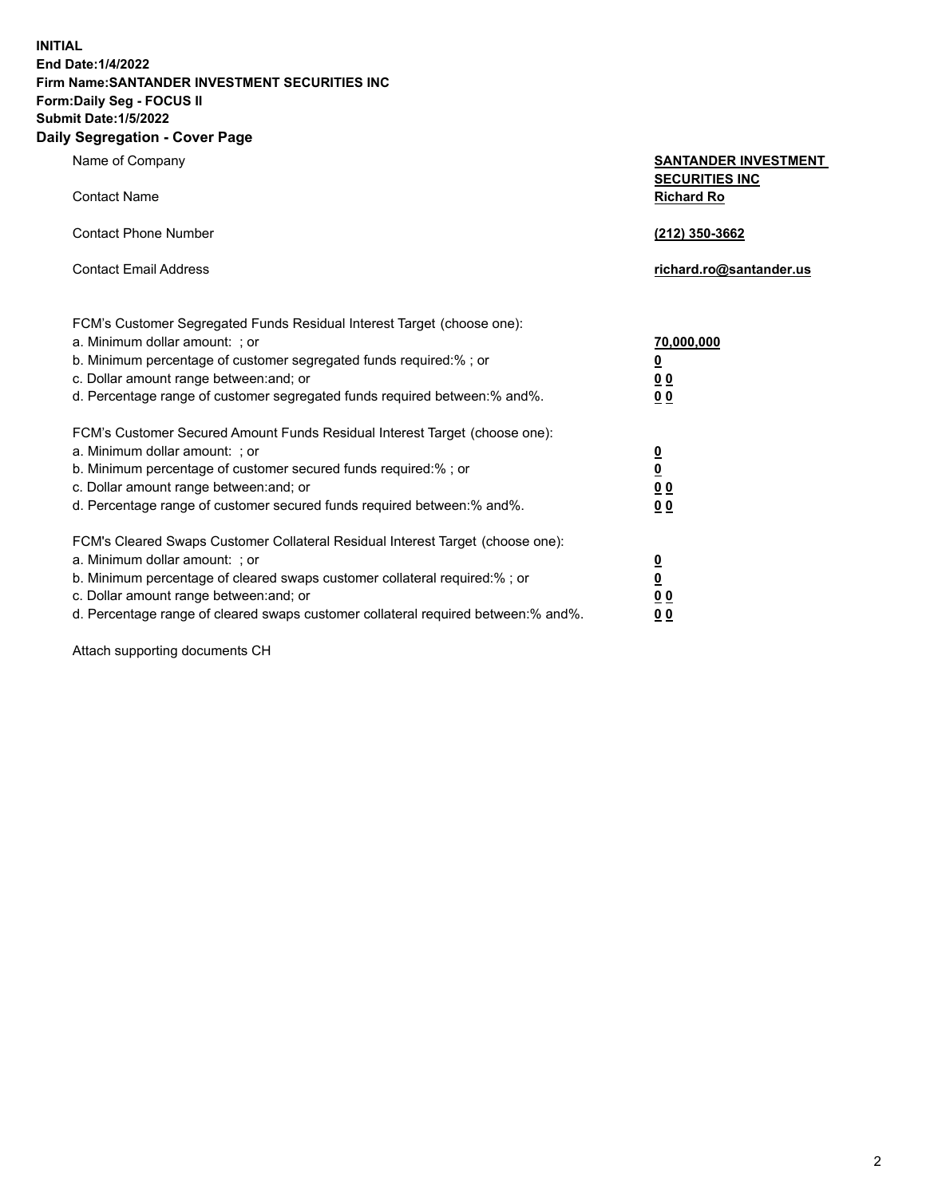**INITIAL**
**End Date:1/4/2022**
**Firm Name:SANTANDER INVESTMENT SECURITIES INC**
**Form:Daily Seg - FOCUS II**
**Submit Date:1/5/2022**

## Daily Segregation - Cover Page

| | |
|---|---|
| Name of Company | **SANTANDER INVESTMENT SECURITIES INC** |
| Contact Name | **Richard Ro** |
| Contact Phone Number | **(212) 350-3662** |
| Contact Email Address | **richard.ro@santander.us** |

| | |
|---|---|
| FCM's Customer Segregated Funds Residual Interest Target (choose one): | |
| a. Minimum dollar amount: ; or | **70,000,000** |
| b. Minimum percentage of customer segregated funds required:% ; or | **0** |
| c. Dollar amount range between:and; or | **0 0** |
| d. Percentage range of customer segregated funds required between:% and%. | **0 0** |
| FCM's Customer Secured Amount Funds Residual Interest Target (choose one): | |
| a. Minimum dollar amount: ; or | **0** |
| b. Minimum percentage of customer secured funds required:% ; or | **0** |
| c. Dollar amount range between:and; or | **0 0** |
| d. Percentage range of customer secured funds required between:% and%. | **0 0** |
| FCM's Cleared Swaps Customer Collateral Residual Interest Target (choose one): | |
| a. Minimum dollar amount: ; or | **0** |
| b. Minimum percentage of cleared swaps customer collateral required:% ; or | **0** |
| c. Dollar amount range between:and; or | **0 0** |
| d. Percentage range of cleared swaps customer collateral required between:% and%. | **0 0** |

Attach supporting documents CH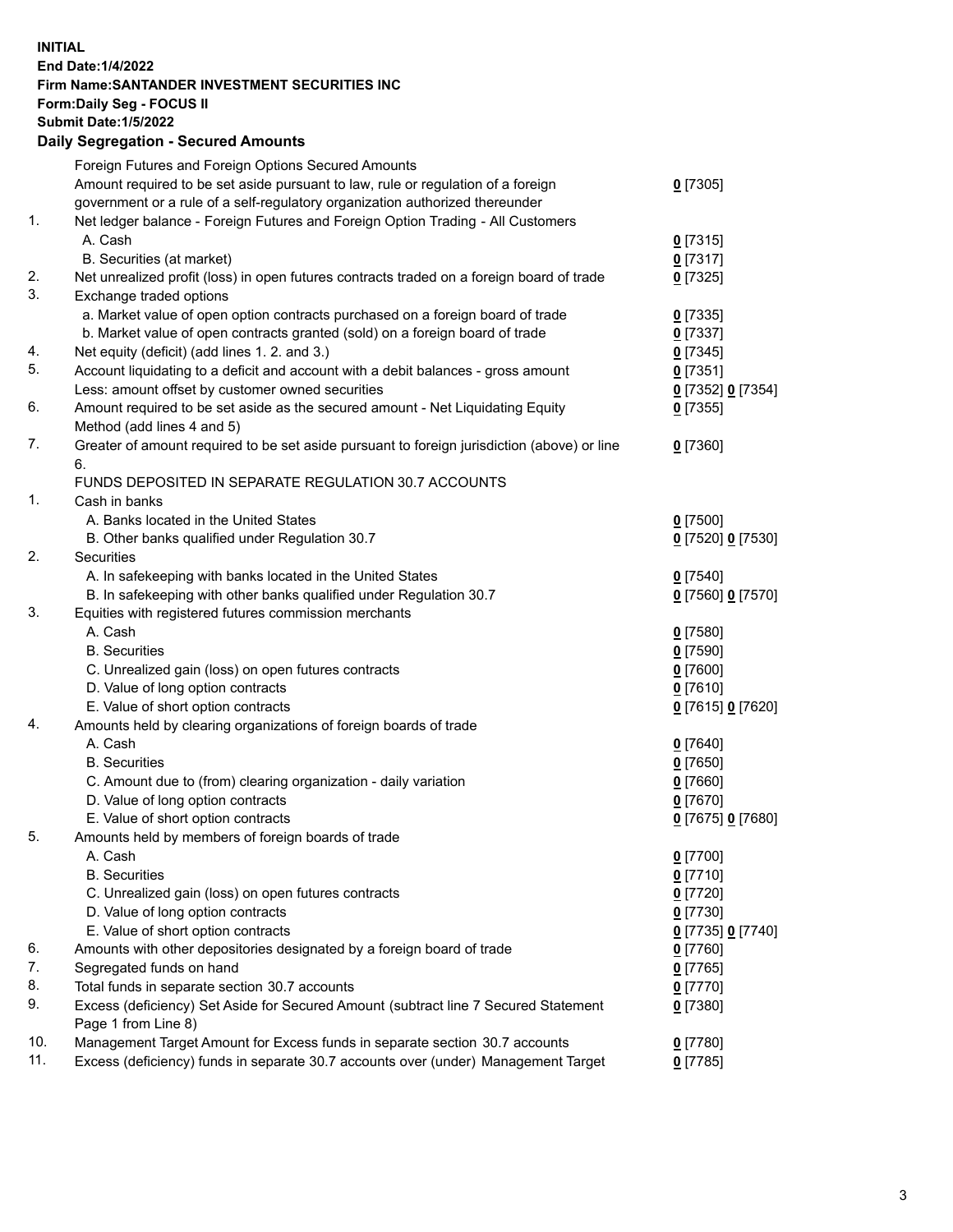**INITIAL**
**End Date:1/4/2022**
**Firm Name:SANTANDER INVESTMENT SECURITIES INC**
**Form:Daily Seg - FOCUS II**
**Submit Date:1/5/2022**

## Daily Segregation - Secured Amounts

| | | |
|---|---|---|
| | Foreign Futures and Foreign Options Secured Amounts | |
| | Amount required to be set aside pursuant to law, rule or regulation of a foreign government or a rule of a self-regulatory organization authorized thereunder | 0 [7305] |
| 1. | Net ledger balance - Foreign Futures and Foreign Option Trading - All Customers | |
| | A. Cash | 0 [7315] |
| | B. Securities (at market) | 0 [7317] |
| 2. | Net unrealized profit (loss) in open futures contracts traded on a foreign board of trade | 0 [7325] |
| 3. | Exchange traded options | |
| | a. Market value of open option contracts purchased on a foreign board of trade | 0 [7335] |
| | b. Market value of open contracts granted (sold) on a foreign board of trade | 0 [7337] |
| 4. | Net equity (deficit) (add lines 1. 2. and 3.) | 0 [7345] |
| 5. | Account liquidating to a deficit and account with a debit balances - gross amount | 0 [7351] |
| | Less: amount offset by customer owned securities | 0 [7352] 0 [7354] |
| 6. | Amount required to be set aside as the secured amount - Net Liquidating Equity Method (add lines 4 and 5) | 0 [7355] |
| 7. | Greater of amount required to be set aside pursuant to foreign jurisdiction (above) or line 6. | 0 [7360] |
| | FUNDS DEPOSITED IN SEPARATE REGULATION 30.7 ACCOUNTS | |
| 1. | Cash in banks | |
| | A. Banks located in the United States | 0 [7500] |
| | B. Other banks qualified under Regulation 30.7 | 0 [7520] 0 [7530] |
| 2. | Securities | |
| | A. In safekeeping with banks located in the United States | 0 [7540] |
| | B. In safekeeping with other banks qualified under Regulation 30.7 | 0 [7560] 0 [7570] |
| 3. | Equities with registered futures commission merchants | |
| | A. Cash | 0 [7580] |
| | B. Securities | 0 [7590] |
| | C. Unrealized gain (loss) on open futures contracts | 0 [7600] |
| | D. Value of long option contracts | 0 [7610] |
| | E. Value of short option contracts | 0 [7615] 0 [7620] |
| 4. | Amounts held by clearing organizations of foreign boards of trade | |
| | A. Cash | 0 [7640] |
| | B. Securities | 0 [7650] |
| | C. Amount due to (from) clearing organization - daily variation | 0 [7660] |
| | D. Value of long option contracts | 0 [7670] |
| | E. Value of short option contracts | 0 [7675] 0 [7680] |
| 5. | Amounts held by members of foreign boards of trade | |
| | A. Cash | 0 [7700] |
| | B. Securities | 0 [7710] |
| | C. Unrealized gain (loss) on open futures contracts | 0 [7720] |
| | D. Value of long option contracts | 0 [7730] |
| | E. Value of short option contracts | 0 [7735] 0 [7740] |
| 6. | Amounts with other depositories designated by a foreign board of trade | 0 [7760] |
| 7. | Segregated funds on hand | 0 [7765] |
| 8. | Total funds in separate section 30.7 accounts | 0 [7770] |
| 9. | Excess (deficiency) Set Aside for Secured Amount (subtract line 7 Secured Statement Page 1 from Line 8) | 0 [7380] |
| 10. | Management Target Amount for Excess funds in separate section 30.7 accounts | 0 [7780] |
| 11. | Excess (deficiency) funds in separate 30.7 accounts over (under) Management Target | 0 [7785] |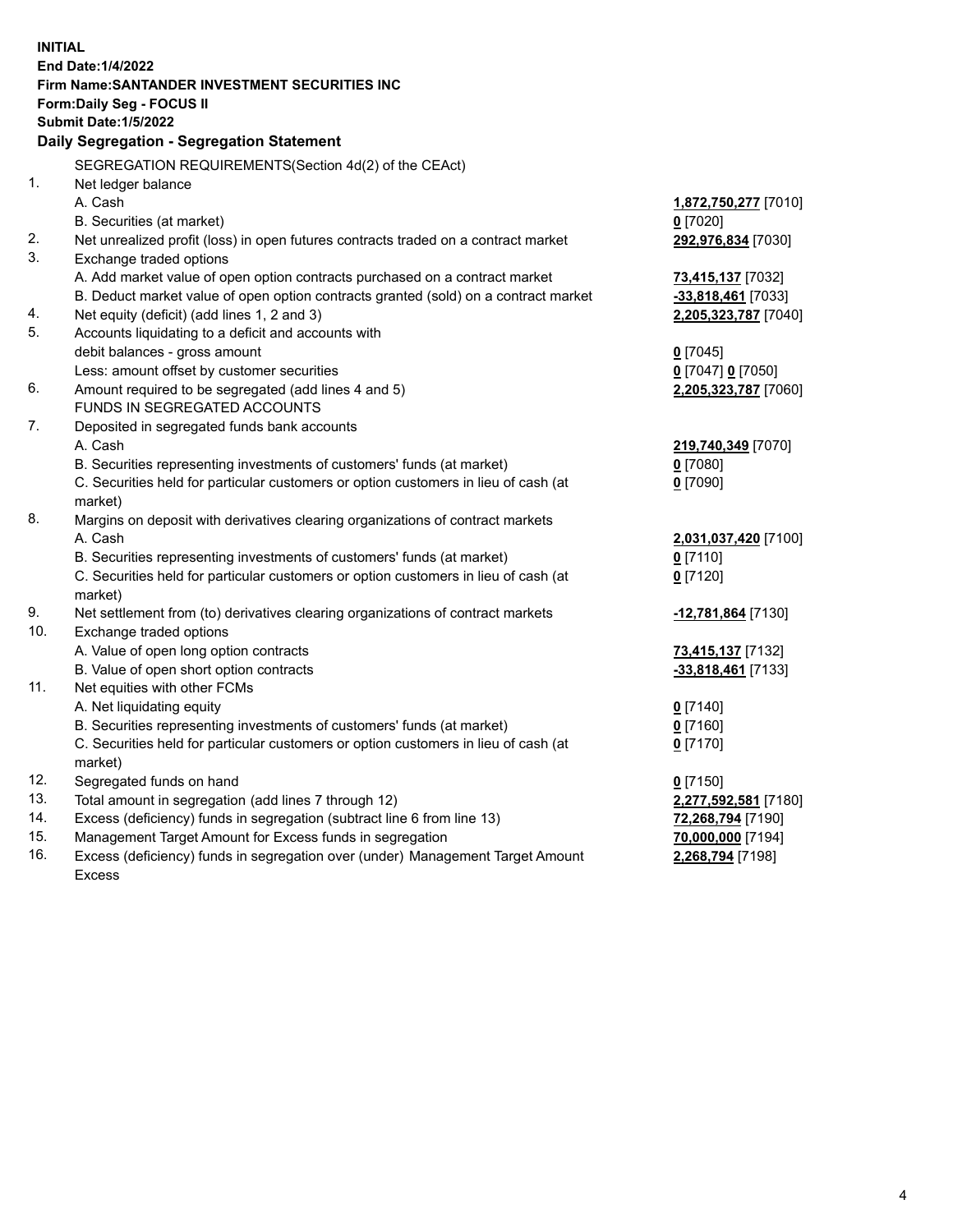**INITIAL**
**End Date:1/4/2022**
**Firm Name:SANTANDER INVESTMENT SECURITIES INC**
**Form:Daily Seg - FOCUS II**
**Submit Date:1/5/2022**

### Daily Segregation - Segregation Statement

SEGREGATION REQUIREMENTS(Section 4d(2) of the CEAct)

| | | |
|---|---|---|
| 1. | Net ledger balance | |
| | A. Cash | **1,872,750,277** [7010] |
| | B. Securities (at market) | **0** [7020] |
| 2. | Net unrealized profit (loss) in open futures contracts traded on a contract market | **292,976,834** [7030] |
| 3. | Exchange traded options | |
| | A. Add market value of open option contracts purchased on a contract market | **73,415,137** [7032] |
| | B. Deduct market value of open option contracts granted (sold) on a contract market | **-33,818,461** [7033] |
| 4. | Net equity (deficit) (add lines 1, 2 and 3) | **2,205,323,787** [7040] |
| 5. | Accounts liquidating to a deficit and accounts with | |
| | debit balances - gross amount | **0** [7045] |
| | Less: amount offset by customer securities | **0** [7047] **0** [7050] |
| 6. | Amount required to be segregated (add lines 4 and 5) | **2,205,323,787** [7060] |
| | FUNDS IN SEGREGATED ACCOUNTS | |
| 7. | Deposited in segregated funds bank accounts | |
| | A. Cash | **219,740,349** [7070] |
| | B. Securities representing investments of customers' funds (at market) | **0** [7080] |
| | C. Securities held for particular customers or option customers in lieu of cash (at market) | **0** [7090] |
| 8. | Margins on deposit with derivatives clearing organizations of contract markets | |
| | A. Cash | **2,031,037,420** [7100] |
| | B. Securities representing investments of customers' funds (at market) | **0** [7110] |
| | C. Securities held for particular customers or option customers in lieu of cash (at market) | **0** [7120] |
| 9. | Net settlement from (to) derivatives clearing organizations of contract markets | **-12,781,864** [7130] |
| 10. | Exchange traded options | |
| | A. Value of open long option contracts | **73,415,137** [7132] |
| | B. Value of open short option contracts | **-33,818,461** [7133] |
| 11. | Net equities with other FCMs | |
| | A. Net liquidating equity | **0** [7140] |
| | B. Securities representing investments of customers' funds (at market) | **0** [7160] |
| | C. Securities held for particular customers or option customers in lieu of cash (at market) | **0** [7170] |
| 12. | Segregated funds on hand | **0** [7150] |
| 13. | Total amount in segregation (add lines 7 through 12) | **2,277,592,581** [7180] |
| 14. | Excess (deficiency) funds in segregation (subtract line 6 from line 13) | **72,268,794** [7190] |
| 15. | Management Target Amount for Excess funds in segregation | **70,000,000** [7194] |
| 16. | Excess (deficiency) funds in segregation over (under) Management Target Amount Excess | **2,268,794** [7198] |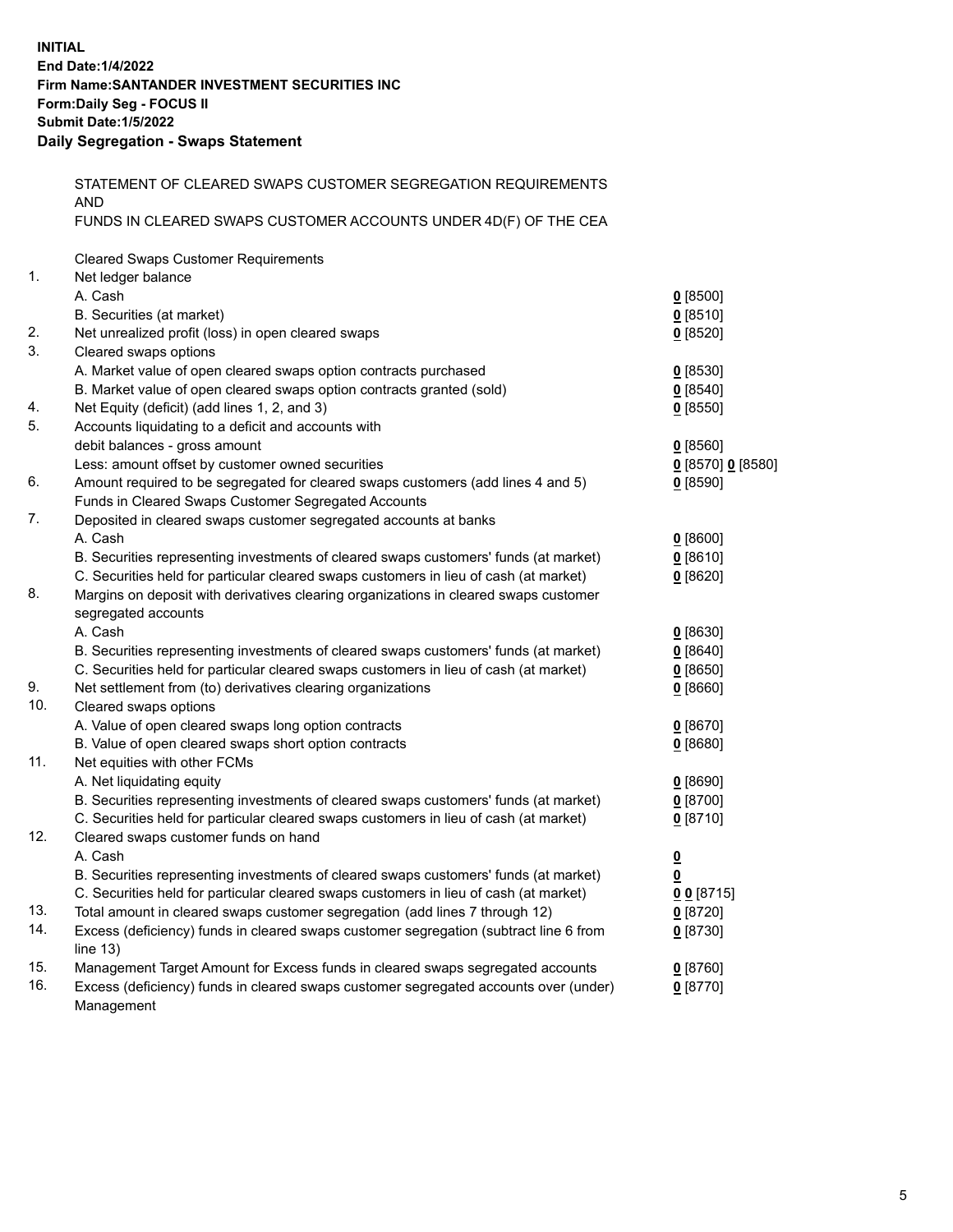**INITIAL**
**End Date:1/4/2022**
**Firm Name:SANTANDER INVESTMENT SECURITIES INC**
**Form:Daily Seg - FOCUS II**
**Submit Date:1/5/2022**
**Daily Segregation - Swaps Statement**

STATEMENT OF CLEARED SWAPS CUSTOMER SEGREGATION REQUIREMENTS AND FUNDS IN CLEARED SWAPS CUSTOMER ACCOUNTS UNDER 4D(F) OF THE CEA

| | | |
|---|---|---|
| | Cleared Swaps Customer Requirements | |
| 1. | Net ledger balance | |
| | A. Cash | 0 [8500] |
| | B. Securities (at market) | 0 [8510] |
| 2. | Net unrealized profit (loss) in open cleared swaps | 0 [8520] |
| 3. | Cleared swaps options | |
| | A. Market value of open cleared swaps option contracts purchased | 0 [8530] |
| | B. Market value of open cleared swaps option contracts granted (sold) | 0 [8540] |
| 4. | Net Equity (deficit) (add lines 1, 2, and 3) | 0 [8550] |
| 5. | Accounts liquidating to a deficit and accounts with | |
| | debit balances - gross amount | 0 [8560] |
| | Less: amount offset by customer owned securities | 0 [8570] 0 [8580] |
| 6. | Amount required to be segregated for cleared swaps customers (add lines 4 and 5) | 0 [8590] |
| | Funds in Cleared Swaps Customer Segregated Accounts | |
| 7. | Deposited in cleared swaps customer segregated accounts at banks | |
| | A. Cash | 0 [8600] |
| | B. Securities representing investments of cleared swaps customers' funds (at market) | 0 [8610] |
| | C. Securities held for particular cleared swaps customers in lieu of cash (at market) | 0 [8620] |
| 8. | Margins on deposit with derivatives clearing organizations in cleared swaps customer segregated accounts | |
| | A. Cash | 0 [8630] |
| | B. Securities representing investments of cleared swaps customers' funds (at market) | 0 [8640] |
| | C. Securities held for particular cleared swaps customers in lieu of cash (at market) | 0 [8650] |
| 9. | Net settlement from (to) derivatives clearing organizations | 0 [8660] |
| 10. | Cleared swaps options | |
| | A. Value of open cleared swaps long option contracts | 0 [8670] |
| | B. Value of open cleared swaps short option contracts | 0 [8680] |
| 11. | Net equities with other FCMs | |
| | A. Net liquidating equity | 0 [8690] |
| | B. Securities representing investments of cleared swaps customers' funds (at market) | 0 [8700] |
| | C. Securities held for particular cleared swaps customers in lieu of cash (at market) | 0 [8710] |
| 12. | Cleared swaps customer funds on hand | |
| | A. Cash | 0 |
| | B. Securities representing investments of cleared swaps customers' funds (at market) | 0 |
| | C. Securities held for particular cleared swaps customers in lieu of cash (at market) | 0 0 [8715] |
| 13. | Total amount in cleared swaps customer segregation (add lines 7 through 12) | 0 [8720] |
| 14. | Excess (deficiency) funds in cleared swaps customer segregation (subtract line 6 from line 13) | 0 [8730] |
| 15. | Management Target Amount for Excess funds in cleared swaps segregated accounts | 0 [8760] |
| 16. | Excess (deficiency) funds in cleared swaps customer segregated accounts over (under) Management | 0 [8770] |